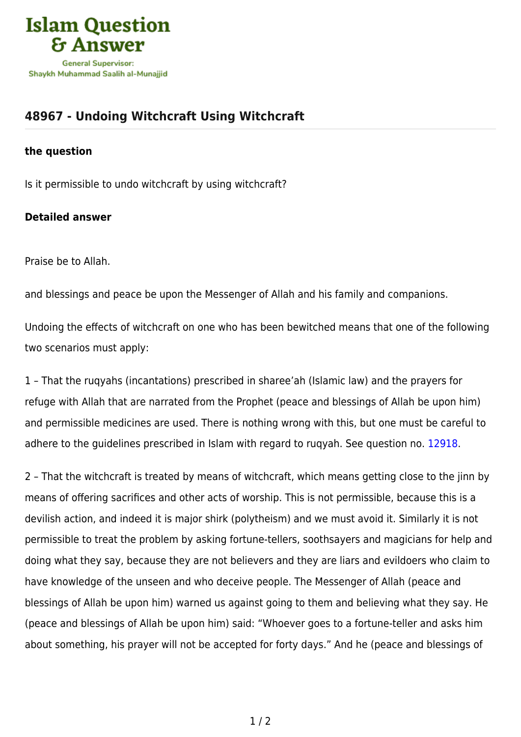Islam Question & Answer

General Supervisor:
Shaykh Muhammad Saalih al-Munajjid

## 48967 - Undoing Witchcraft Using Witchcraft

**the question**

Is it permissible to undo witchcraft by using witchcraft?

**Detailed answer**

Praise be to Allah.

and blessings and peace be upon the Messenger of Allah and his family and companions.

Undoing the effects of witchcraft on one who has been bewitched means that one of the following two scenarios must apply:

1 – That the ruqyahs (incantations) prescribed in sharee'ah (Islamic law) and the prayers for refuge with Allah that are narrated from the Prophet (peace and blessings of Allah be upon him) and permissible medicines are used. There is nothing wrong with this, but one must be careful to adhere to the guidelines prescribed in Islam with regard to ruqyah. See question no. 12918.

2 – That the witchcraft is treated by means of witchcraft, which means getting close to the jinn by means of offering sacrifices and other acts of worship. This is not permissible, because this is a devilish action, and indeed it is major shirk (polytheism) and we must avoid it. Similarly it is not permissible to treat the problem by asking fortune-tellers, soothsayers and magicians for help and doing what they say, because they are not believers and they are liars and evildoers who claim to have knowledge of the unseen and who deceive people. The Messenger of Allah (peace and blessings of Allah be upon him) warned us against going to them and believing what they say. He (peace and blessings of Allah be upon him) said: "Whoever goes to a fortune-teller and asks him about something, his prayer will not be accepted for forty days." And he (peace and blessings of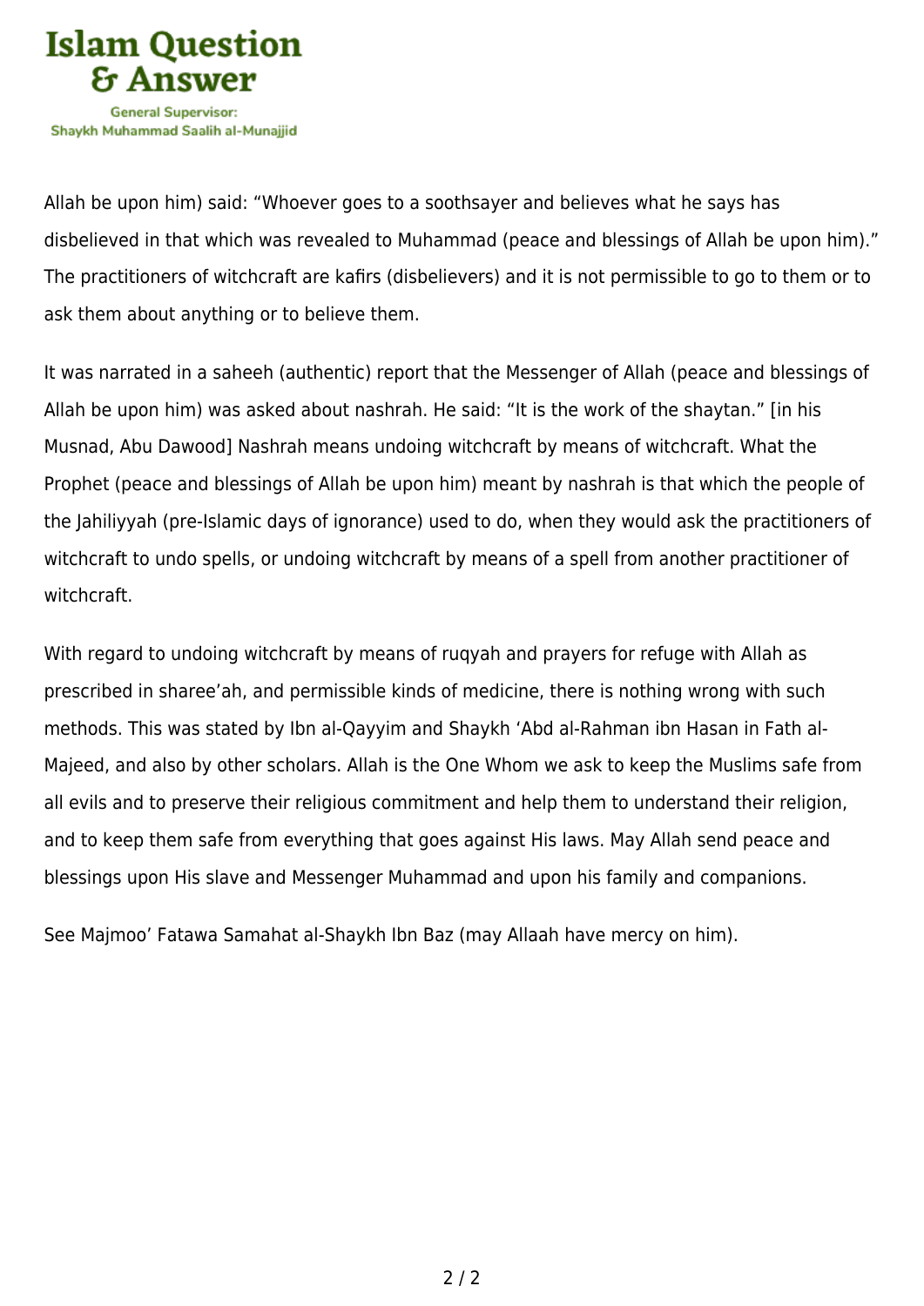Allah be upon him) said: "Whoever goes to a soothsayer and believes what he says has disbelieved in that which was revealed to Muhammad (peace and blessings of Allah be upon him)." The practitioners of witchcraft are kafirs (disbelievers) and it is not permissible to go to them or to ask them about anything or to believe them.

It was narrated in a saheeh (authentic) report that the Messenger of Allah (peace and blessings of Allah be upon him) was asked about nashrah. He said: "It is the work of the shaytan." [in his Musnad, Abu Dawood] Nashrah means undoing witchcraft by means of witchcraft. What the Prophet (peace and blessings of Allah be upon him) meant by nashrah is that which the people of the Jahiliyyah (pre-Islamic days of ignorance) used to do, when they would ask the practitioners of witchcraft to undo spells, or undoing witchcraft by means of a spell from another practitioner of witchcraft.

With regard to undoing witchcraft by means of ruqyah and prayers for refuge with Allah as prescribed in sharee'ah, and permissible kinds of medicine, there is nothing wrong with such methods. This was stated by Ibn al-Qayyim and Shaykh 'Abd al-Rahman ibn Hasan in Fath al-Majeed, and also by other scholars. Allah is the One Whom we ask to keep the Muslims safe from all evils and to preserve their religious commitment and help them to understand their religion, and to keep them safe from everything that goes against His laws. May Allah send peace and blessings upon His slave and Messenger Muhammad and upon his family and companions.

See Majmoo' Fatawa Samahat al-Shaykh Ibn Baz (may Allaah have mercy on him).